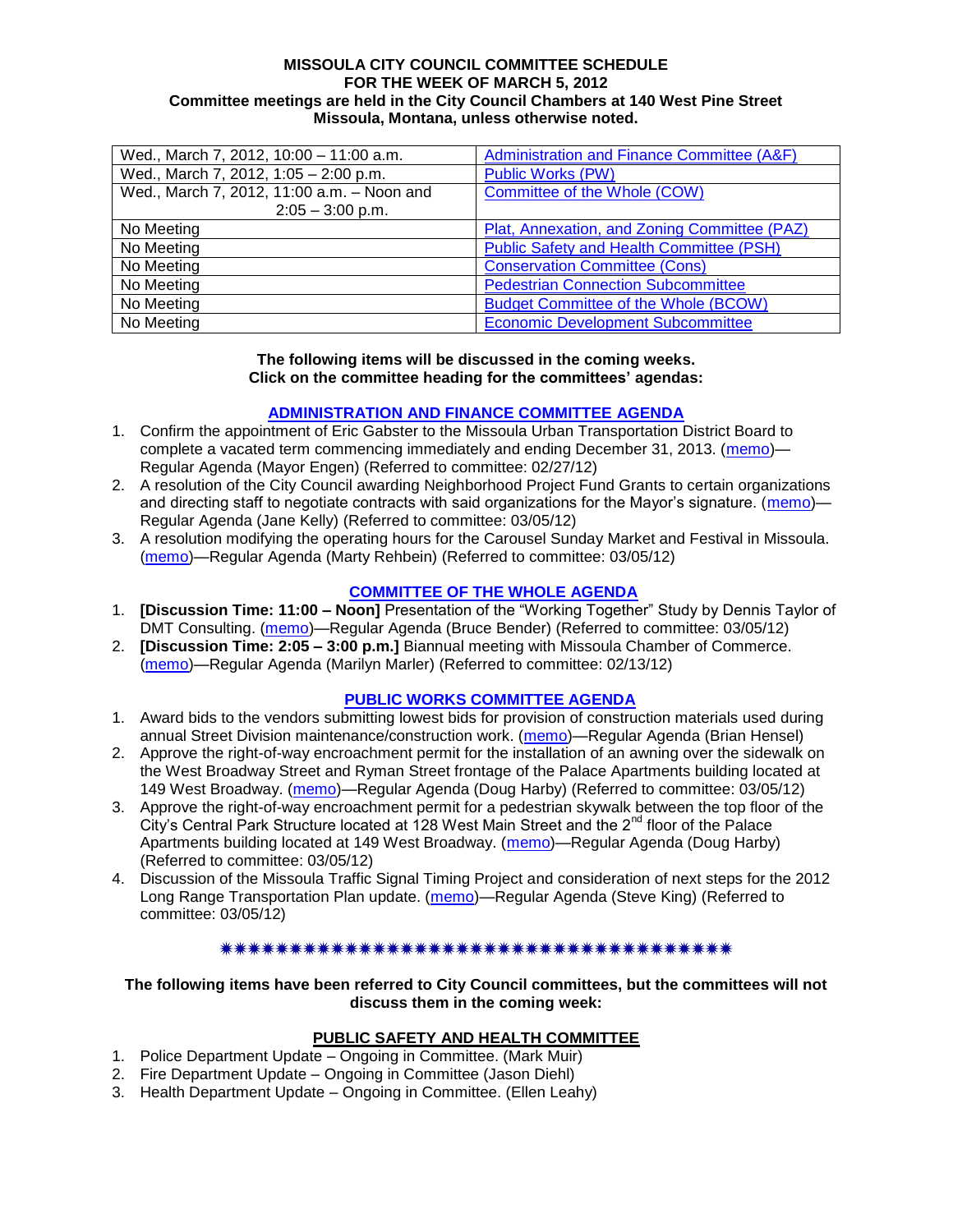**MISSOULA CITY COUNCIL COMMITTEE SCHEDULE**
**FOR THE WEEK OF MARCH 5, 2012**
**Committee meetings are held in the City Council Chambers at 140 West Pine Street**
**Missoula, Montana, unless otherwise noted.**

| | |
|---|---|
| Wed., March 7, 2012, 10:00 – 11:00 a.m. | Administration and Finance Committee (A&F) |
| Wed., March 7, 2012, 1:05 – 2:00 p.m. | Public Works (PW) |
| Wed., March 7, 2012, 11:00 a.m. – Noon and 2:05 – 3:00 p.m. | Committee of the Whole (COW) |
| No Meeting | Plat, Annexation, and Zoning Committee (PAZ) |
| No Meeting | Public Safety and Health Committee (PSH) |
| No Meeting | Conservation Committee (Cons) |
| No Meeting | Pedestrian Connection Subcommittee |
| No Meeting | Budget Committee of the Whole (BCOW) |
| No Meeting | Economic Development Subcommittee |

**The following items will be discussed in the coming weeks.**
**Click on the committee heading for the committees' agendas:**

## ADMINISTRATION AND FINANCE COMMITTEE AGENDA

1. Confirm the appointment of Eric Gabster to the Missoula Urban Transportation District Board to complete a vacated term commencing immediately and ending December 31, 2013. (memo)—Regular Agenda (Mayor Engen) (Referred to committee: 02/27/12)
2. A resolution of the City Council awarding Neighborhood Project Fund Grants to certain organizations and directing staff to negotiate contracts with said organizations for the Mayor's signature. (memo)—Regular Agenda (Jane Kelly) (Referred to committee: 03/05/12)
3. A resolution modifying the operating hours for the Carousel Sunday Market and Festival in Missoula. (memo)—Regular Agenda (Marty Rehbein) (Referred to committee: 03/05/12)

## COMMITTEE OF THE WHOLE AGENDA

1. **[Discussion Time: 11:00 – Noon]** Presentation of the "Working Together" Study by Dennis Taylor of DMT Consulting. (memo)—Regular Agenda (Bruce Bender) (Referred to committee: 03/05/12)
2. **[Discussion Time: 2:05 – 3:00 p.m.]** Biannual meeting with Missoula Chamber of Commerce. (memo)—Regular Agenda (Marilyn Marler) (Referred to committee: 02/13/12)

## PUBLIC WORKS COMMITTEE AGENDA

1. Award bids to the vendors submitting lowest bids for provision of construction materials used during annual Street Division maintenance/construction work. (memo)—Regular Agenda (Brian Hensel)
2. Approve the right-of-way encroachment permit for the installation of an awning over the sidewalk on the West Broadway Street and Ryman Street frontage of the Palace Apartments building located at 149 West Broadway. (memo)—Regular Agenda (Doug Harby) (Referred to committee: 03/05/12)
3. Approve the right-of-way encroachment permit for a pedestrian skywalk between the top floor of the City's Central Park Structure located at 128 West Main Street and the 2nd floor of the Palace Apartments building located at 149 West Broadway. (memo)—Regular Agenda (Doug Harby) (Referred to committee: 03/05/12)
4. Discussion of the Missoula Traffic Signal Timing Project and consideration of next steps for the 2012 Long Range Transportation Plan update. (memo)—Regular Agenda (Steve King) (Referred to committee: 03/05/12)

\*\*\*\*\*\*\*\*\*\*\*\*\*\*\*\*\*\*\*\*\*\*\*\*\*\*\*\*\*\*\*\*\*\*\*\*\*\*\*

**The following items have been referred to City Council committees, but the committees will not discuss them in the coming week:**

## PUBLIC SAFETY AND HEALTH COMMITTEE

1. Police Department Update – Ongoing in Committee. (Mark Muir)
2. Fire Department Update – Ongoing in Committee (Jason Diehl)
3. Health Department Update – Ongoing in Committee. (Ellen Leahy)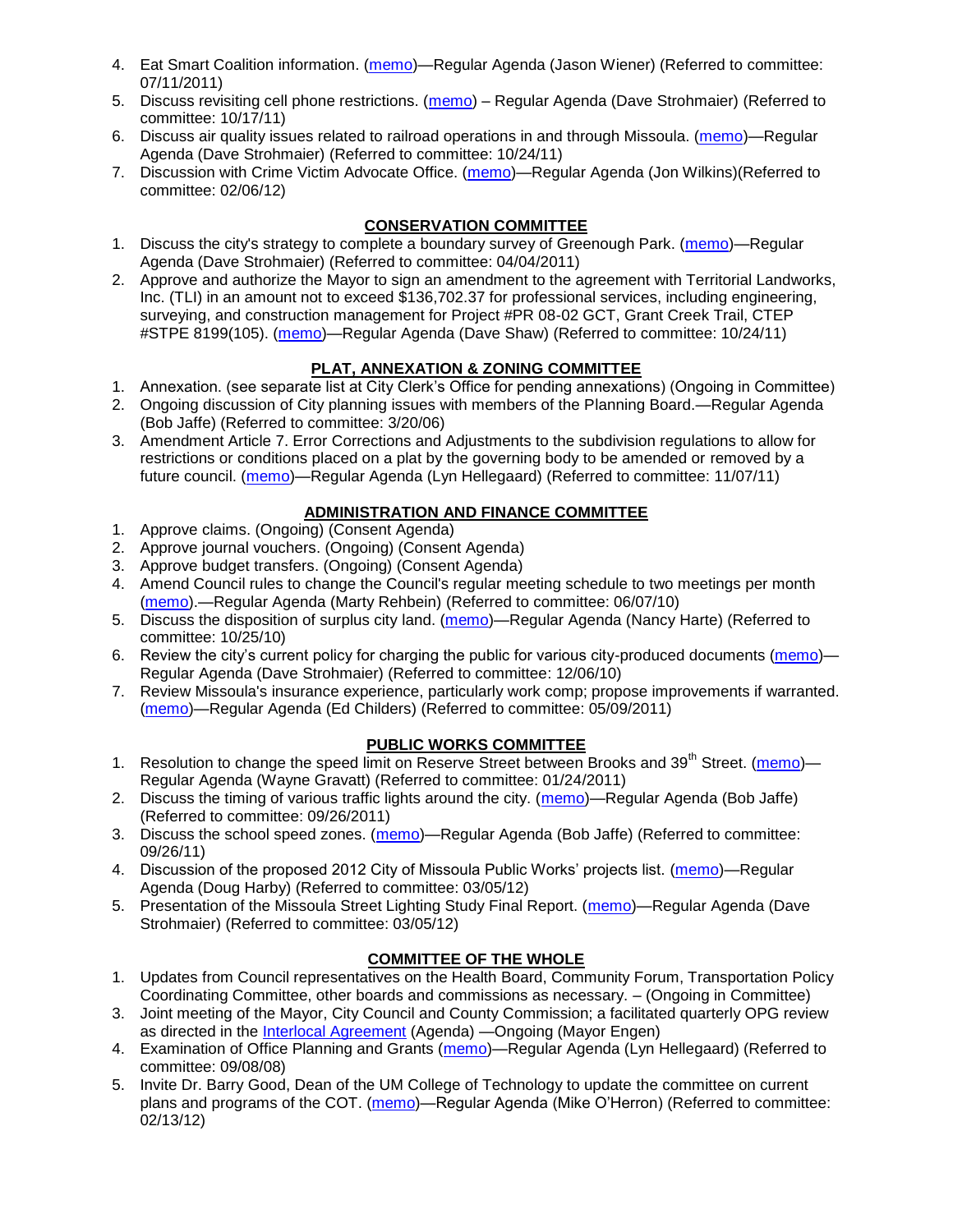4. Eat Smart Coalition information. (memo)—Regular Agenda (Jason Wiener) (Referred to committee: 07/11/2011)
5. Discuss revisiting cell phone restrictions. (memo) – Regular Agenda (Dave Strohmaier) (Referred to committee: 10/17/11)
6. Discuss air quality issues related to railroad operations in and through Missoula. (memo)—Regular Agenda (Dave Strohmaier) (Referred to committee: 10/24/11)
7. Discussion with Crime Victim Advocate Office. (memo)—Regular Agenda (Jon Wilkins)(Referred to committee: 02/06/12)

## CONSERVATION COMMITTEE

1. Discuss the city's strategy to complete a boundary survey of Greenough Park. (memo)—Regular Agenda (Dave Strohmaier) (Referred to committee: 04/04/2011)
2. Approve and authorize the Mayor to sign an amendment to the agreement with Territorial Landworks, Inc. (TLI) in an amount not to exceed $136,702.37 for professional services, including engineering, surveying, and construction management for Project #PR 08-02 GCT, Grant Creek Trail, CTEP #STPE 8199(105). (memo)—Regular Agenda (Dave Shaw) (Referred to committee: 10/24/11)

## PLAT, ANNEXATION & ZONING COMMITTEE

1. Annexation. (see separate list at City Clerk's Office for pending annexations) (Ongoing in Committee)
2. Ongoing discussion of City planning issues with members of the Planning Board.—Regular Agenda (Bob Jaffe) (Referred to committee: 3/20/06)
3. Amendment Article 7. Error Corrections and Adjustments to the subdivision regulations to allow for restrictions or conditions placed on a plat by the governing body to be amended or removed by a future council. (memo)—Regular Agenda (Lyn Hellegaard) (Referred to committee: 11/07/11)

## ADMINISTRATION AND FINANCE COMMITTEE

1. Approve claims. (Ongoing) (Consent Agenda)
2. Approve journal vouchers. (Ongoing) (Consent Agenda)
3. Approve budget transfers. (Ongoing) (Consent Agenda)
4. Amend Council rules to change the Council's regular meeting schedule to two meetings per month (memo).—Regular Agenda (Marty Rehbein) (Referred to committee: 06/07/10)
5. Discuss the disposition of surplus city land. (memo)—Regular Agenda (Nancy Harte) (Referred to committee: 10/25/10)
6. Review the city's current policy for charging the public for various city-produced documents (memo)—Regular Agenda (Dave Strohmaier) (Referred to committee: 12/06/10)
7. Review Missoula's insurance experience, particularly work comp; propose improvements if warranted. (memo)—Regular Agenda (Ed Childers) (Referred to committee: 05/09/2011)

## PUBLIC WORKS COMMITTEE

1. Resolution to change the speed limit on Reserve Street between Brooks and 39th Street. (memo)—Regular Agenda (Wayne Gravatt) (Referred to committee: 01/24/2011)
2. Discuss the timing of various traffic lights around the city. (memo)—Regular Agenda (Bob Jaffe) (Referred to committee: 09/26/2011)
3. Discuss the school speed zones. (memo)—Regular Agenda (Bob Jaffe) (Referred to committee: 09/26/11)
4. Discussion of the proposed 2012 City of Missoula Public Works' projects list. (memo)—Regular Agenda (Doug Harby) (Referred to committee: 03/05/12)
5. Presentation of the Missoula Street Lighting Study Final Report. (memo)—Regular Agenda (Dave Strohmaier) (Referred to committee: 03/05/12)

## COMMITTEE OF THE WHOLE

1. Updates from Council representatives on the Health Board, Community Forum, Transportation Policy Coordinating Committee, other boards and commissions as necessary. – (Ongoing in Committee)
3. Joint meeting of the Mayor, City Council and County Commission; a facilitated quarterly OPG review as directed in the Interlocal Agreement (Agenda) —Ongoing (Mayor Engen)
4. Examination of Office Planning and Grants (memo)—Regular Agenda (Lyn Hellegaard) (Referred to committee: 09/08/08)
5. Invite Dr. Barry Good, Dean of the UM College of Technology to update the committee on current plans and programs of the COT. (memo)—Regular Agenda (Mike O'Herron) (Referred to committee: 02/13/12)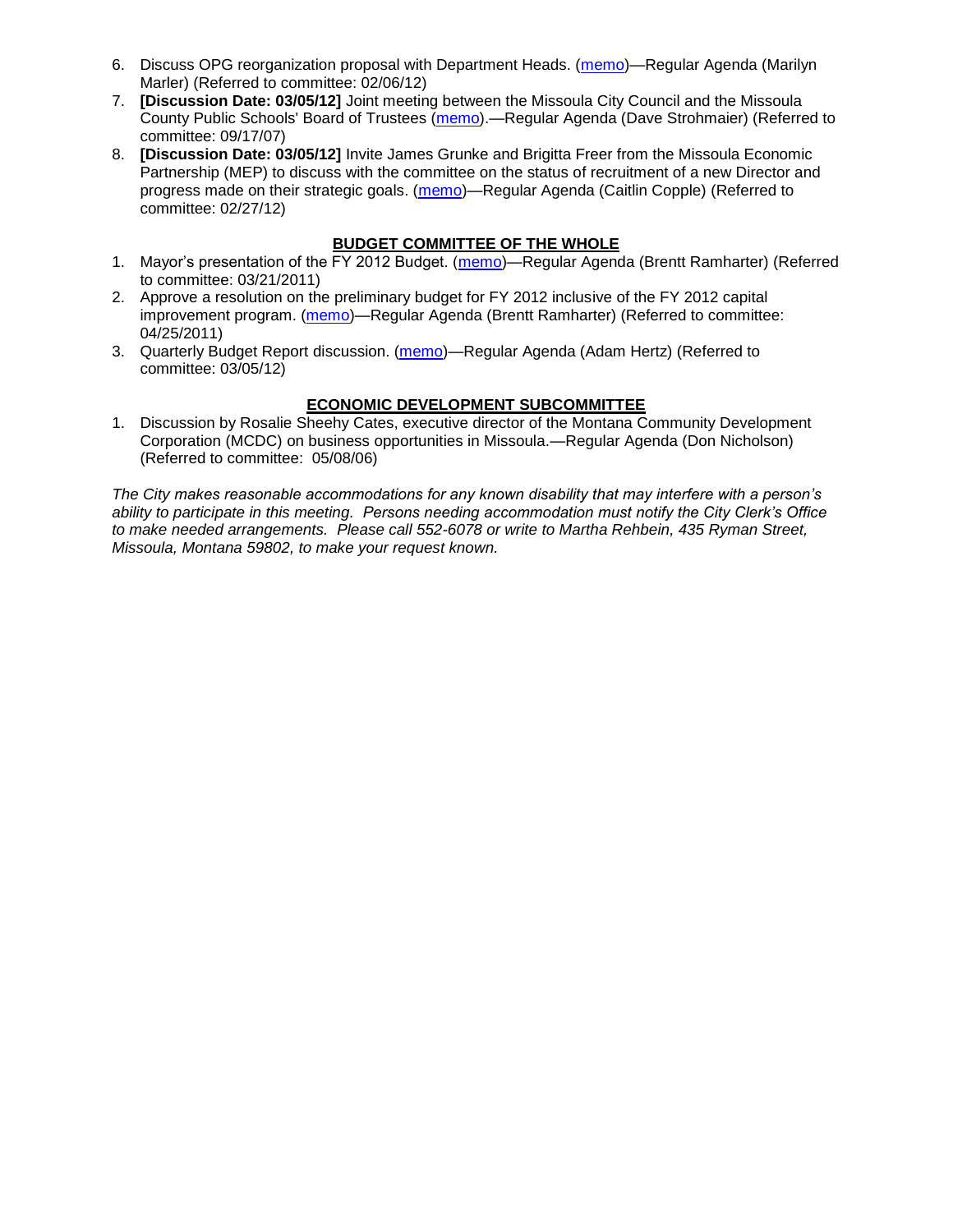6. Discuss OPG reorganization proposal with Department Heads. (memo)—Regular Agenda (Marilyn Marler) (Referred to committee: 02/06/12)
7. **[Discussion Date: 03/05/12]** Joint meeting between the Missoula City Council and the Missoula County Public Schools' Board of Trustees (memo).—Regular Agenda (Dave Strohmaier) (Referred to committee: 09/17/07)
8. **[Discussion Date: 03/05/12]** Invite James Grunke and Brigitta Freer from the Missoula Economic Partnership (MEP) to discuss with the committee on the status of recruitment of a new Director and progress made on their strategic goals. (memo)—Regular Agenda (Caitlin Copple) (Referred to committee: 02/27/12)

## BUDGET COMMITTEE OF THE WHOLE

1. Mayor's presentation of the FY 2012 Budget. (memo)—Regular Agenda (Brentt Ramharter) (Referred to committee: 03/21/2011)
2. Approve a resolution on the preliminary budget for FY 2012 inclusive of the FY 2012 capital improvement program. (memo)—Regular Agenda (Brentt Ramharter) (Referred to committee: 04/25/2011)
3. Quarterly Budget Report discussion. (memo)—Regular Agenda (Adam Hertz) (Referred to committee: 03/05/12)

## ECONOMIC DEVELOPMENT SUBCOMMITTEE

1. Discussion by Rosalie Sheehy Cates, executive director of the Montana Community Development Corporation (MCDC) on business opportunities in Missoula.—Regular Agenda (Don Nicholson) (Referred to committee: 05/08/06)

*The City makes reasonable accommodations for any known disability that may interfere with a person's ability to participate in this meeting. Persons needing accommodation must notify the City Clerk's Office to make needed arrangements. Please call 552-6078 or write to Martha Rehbein, 435 Ryman Street, Missoula, Montana 59802, to make your request known.*